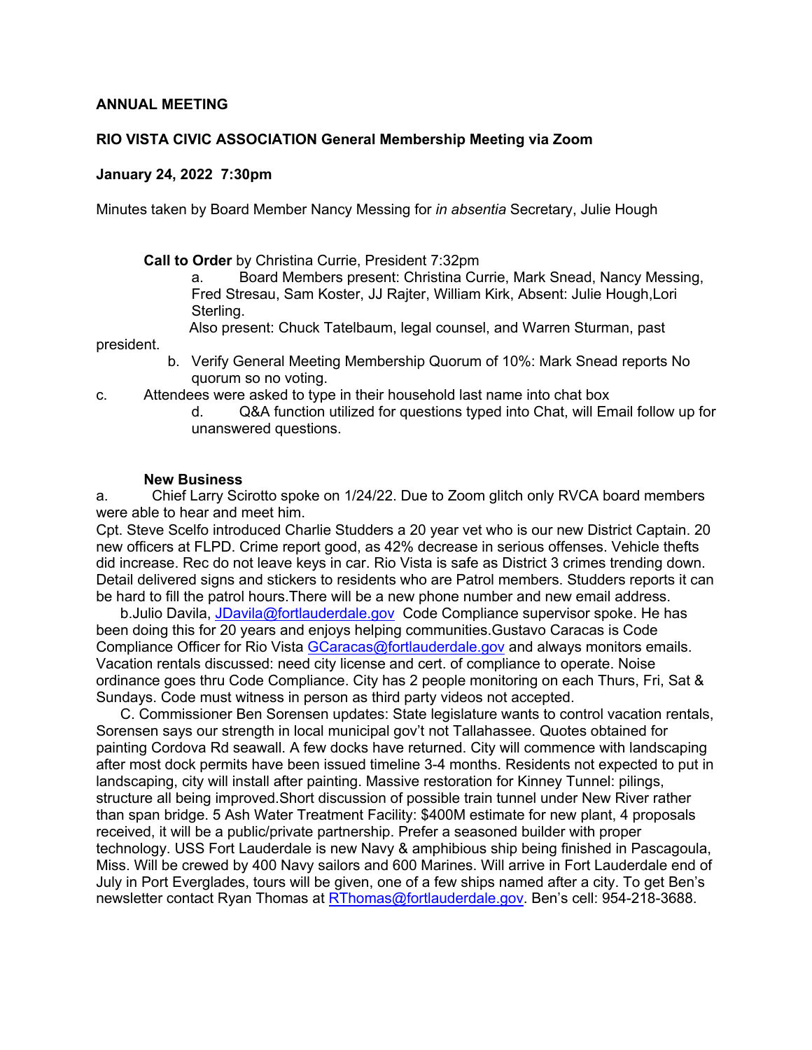**ANNUAL MEETING**

**RIO VISTA CIVIC ASSOCIATION General Membership Meeting via Zoom**

**January 24, 2022 7:30pm**

Minutes taken by Board Member Nancy Messing for *in absentia* Secretary, Julie Hough

**Call to Order** by Christina Currie, President 7:32pm

a. Board Members present: Christina Currie, Mark Snead, Nancy Messing, Fred Stresau, Sam Koster, JJ Rajter, William Kirk, Absent: Julie Hough,Lori Sterling.
Also present: Chuck Tatelbaum, legal counsel, and Warren Sturman, past president.

b. Verify General Meeting Membership Quorum of 10%: Mark Snead reports No quorum so no voting.

c. Attendees were asked to type in their household last name into chat box

d. Q&A function utilized for questions typed into Chat, will Email follow up for unanswered questions.

**New Business**

a. Chief Larry Scirotto spoke on 1/24/22. Due to Zoom glitch only RVCA board members were able to hear and meet him.
Cpt. Steve Scelfo introduced Charlie Studders a 20 year vet who is our new District Captain. 20 new officers at FLPD. Crime report good, as 42% decrease in serious offenses. Vehicle thefts did increase. Rec do not leave keys in car. Rio Vista is safe as District 3 crimes trending down. Detail delivered signs and stickers to residents who are Patrol members. Studders reports it can be hard to fill the patrol hours.There will be a new phone number and new email address.

b.Julio Davila, JDavila@fortlauderdale.gov Code Compliance supervisor spoke. He has been doing this for 20 years and enjoys helping communities.Gustavo Caracas is Code Compliance Officer for Rio Vista GCaracas@fortlauderdale.gov and always monitors emails. Vacation rentals discussed: need city license and cert. of compliance to operate. Noise ordinance goes thru Code Compliance. City has 2 people monitoring on each Thurs, Fri, Sat & Sundays. Code must witness in person as third party videos not accepted.

C. Commissioner Ben Sorensen updates: State legislature wants to control vacation rentals, Sorensen says our strength in local municipal gov't not Tallahassee. Quotes obtained for painting Cordova Rd seawall. A few docks have returned. City will commence with landscaping after most dock permits have been issued timeline 3-4 months. Residents not expected to put in landscaping, city will install after painting. Massive restoration for Kinney Tunnel: pilings, structure all being improved.Short discussion of possible train tunnel under New River rather than span bridge. 5 Ash Water Treatment Facility: $400M estimate for new plant, 4 proposals received, it will be a public/private partnership. Prefer a seasoned builder with proper technology. USS Fort Lauderdale is new Navy & amphibious ship being finished in Pascagoula, Miss. Will be crewed by 400 Navy sailors and 600 Marines. Will arrive in Fort Lauderdale end of July in Port Everglades, tours will be given, one of a few ships named after a city. To get Ben's newsletter contact Ryan Thomas at RThomas@fortlauderdale.gov. Ben's cell: 954-218-3688.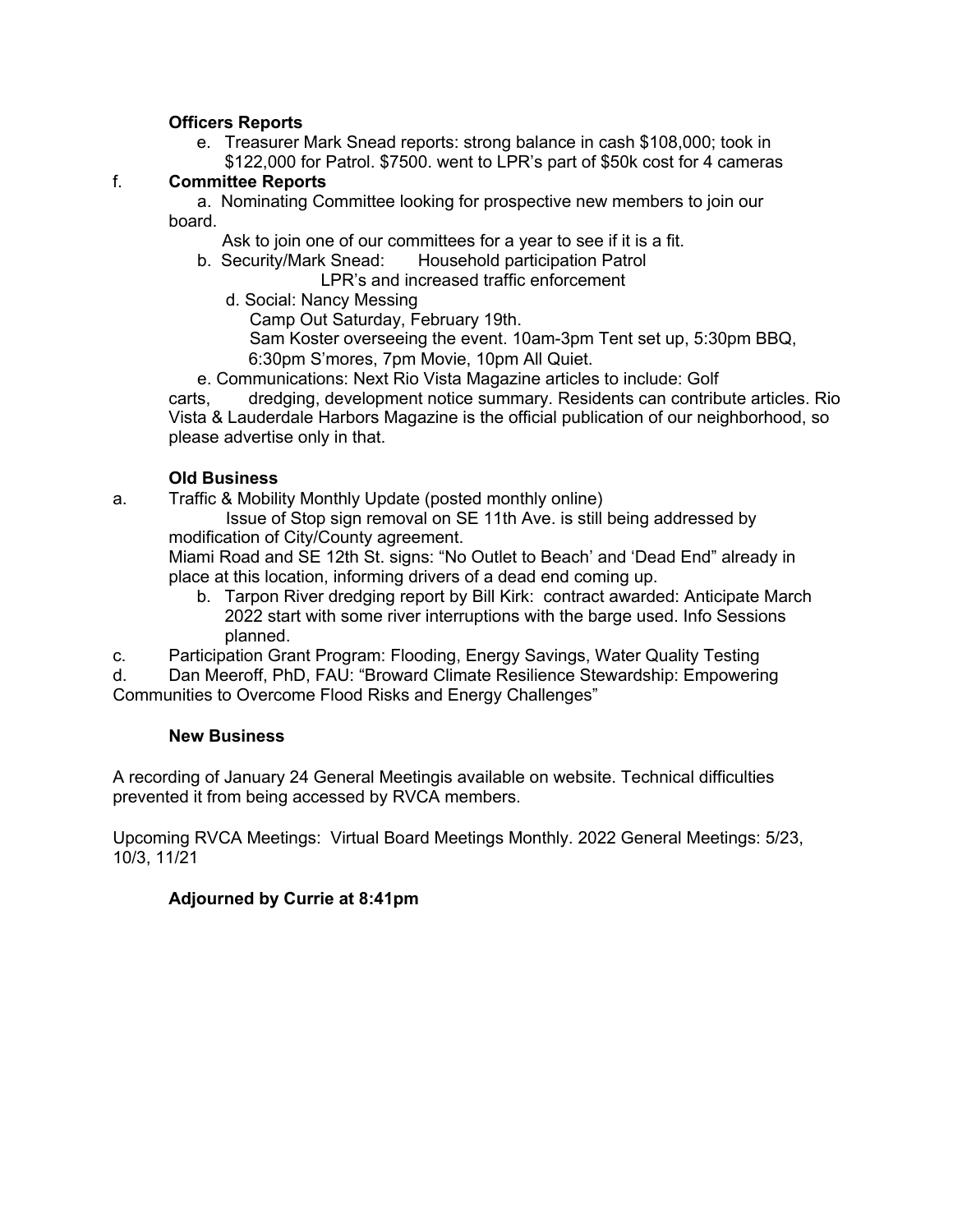**Officers Reports**

e. Treasurer Mark Snead reports: strong balance in cash $108,000; took in $122,000 for Patrol. $7500. went to LPR's part of $50k cost for 4 cameras

f. **Committee Reports**

a. Nominating Committee looking for prospective new members to join our board.

Ask to join one of our committees for a year to see if it is a fit.

b. Security/Mark Snead: Household participation Patrol
LPR's and increased traffic enforcement

d. Social: Nancy Messing
Camp Out Saturday, February 19th.
Sam Koster overseeing the event. 10am-3pm Tent set up, 5:30pm BBQ, 6:30pm S'mores, 7pm Movie, 10pm All Quiet.

e. Communications: Next Rio Vista Magazine articles to include: Golf carts, dredging, development notice summary. Residents can contribute articles. Rio Vista & Lauderdale Harbors Magazine is the official publication of our neighborhood, so please advertise only in that.

**Old Business**

a. Traffic & Mobility Monthly Update (posted monthly online)
Issue of Stop sign removal on SE 11th Ave. is still being addressed by modification of City/County agreement.
Miami Road and SE 12th St. signs: "No Outlet to Beach' and 'Dead End" already in place at this location, informing drivers of a dead end coming up.

b. Tarpon River dredging report by Bill Kirk: contract awarded: Anticipate March 2022 start with some river interruptions with the barge used. Info Sessions planned.

c. Participation Grant Program: Flooding, Energy Savings, Water Quality Testing

d. Dan Meeroff, PhD, FAU: "Broward Climate Resilience Stewardship: Empowering Communities to Overcome Flood Risks and Energy Challenges"

**New Business**

A recording of January 24 General Meetingis available on website. Technical difficulties prevented it from being accessed by RVCA members.

Upcoming RVCA Meetings: Virtual Board Meetings Monthly. 2022 General Meetings: 5/23, 10/3, 11/21

**Adjourned by Currie at 8:41pm**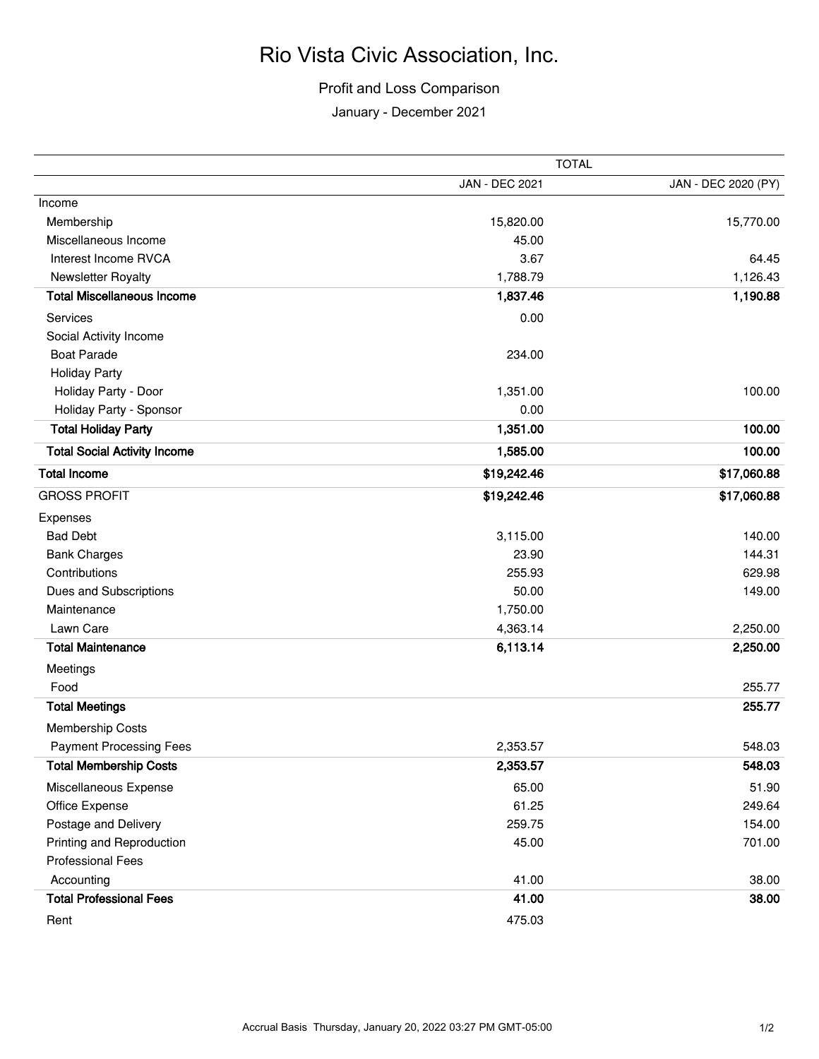# Rio Vista Civic Association, Inc.

## Profit and Loss Comparison

January - December 2021

| | TOTAL | |
|---|---|---|
| | JAN - DEC 2021 | JAN - DEC 2020 (PY) |
| Income | | |
| Membership | 15,820.00 | 15,770.00 |
| Miscellaneous Income | 45.00 | |
| Interest Income RVCA | 3.67 | 64.45 |
| Newsletter Royalty | 1,788.79 | 1,126.43 |
| **Total Miscellaneous Income** | **1,837.46** | **1,190.88** |
| Services | 0.00 | |
| Social Activity Income | | |
| Boat Parade | 234.00 | |
| Holiday Party | | |
| Holiday Party - Door | 1,351.00 | 100.00 |
| Holiday Party - Sponsor | 0.00 | |
| **Total Holiday Party** | **1,351.00** | **100.00** |
| **Total Social Activity Income** | **1,585.00** | **100.00** |
| **Total Income** | **$19,242.46** | **$17,060.88** |
| GROSS PROFIT | **$19,242.46** | **$17,060.88** |
| Expenses | | |
| Bad Debt | 3,115.00 | 140.00 |
| Bank Charges | 23.90 | 144.31 |
| Contributions | 255.93 | 629.98 |
| Dues and Subscriptions | 50.00 | 149.00 |
| Maintenance | 1,750.00 | |
| Lawn Care | 4,363.14 | 2,250.00 |
| **Total Maintenance** | **6,113.14** | **2,250.00** |
| Meetings | | |
| Food | | 255.77 |
| **Total Meetings** | | **255.77** |
| Membership Costs | | |
| Payment Processing Fees | 2,353.57 | 548.03 |
| **Total Membership Costs** | **2,353.57** | **548.03** |
| Miscellaneous Expense | 65.00 | 51.90 |
| Office Expense | 61.25 | 249.64 |
| Postage and Delivery | 259.75 | 154.00 |
| Printing and Reproduction | 45.00 | 701.00 |
| Professional Fees | | |
| Accounting | 41.00 | 38.00 |
| **Total Professional Fees** | **41.00** | **38.00** |
| Rent | 475.03 | |

Accrual Basis Thursday, January 20, 2022 03:27 PM GMT-05:00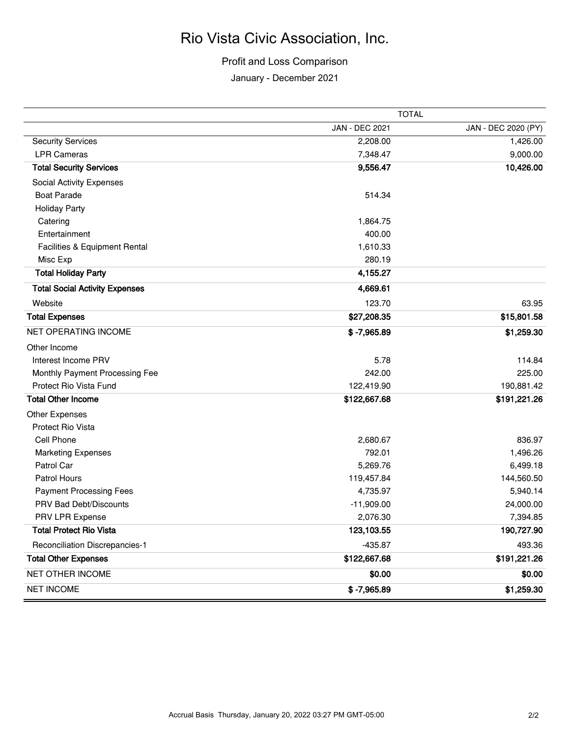# Rio Vista Civic Association, Inc.

## Profit and Loss Comparison

January - December 2021

| | TOTAL | |
|---|---|---|
| | JAN - DEC 2021 | JAN - DEC 2020 (PY) |
| Security Services | 2,208.00 | 1,426.00 |
| LPR Cameras | 7,348.47 | 9,000.00 |
| **Total Security Services** | **9,556.47** | **10,426.00** |
| Social Activity Expenses | | |
| Boat Parade | 514.34 | |
| Holiday Party | | |
| Catering | 1,864.75 | |
| Entertainment | 400.00 | |
| Facilities & Equipment Rental | 1,610.33 | |
| Misc Exp | 280.19 | |
| **Total Holiday Party** | **4,155.27** | |
| **Total Social Activity Expenses** | **4,669.61** | |
| Website | 123.70 | 63.95 |
| **Total Expenses** | **$27,208.35** | **$15,801.58** |
| NET OPERATING INCOME | **$ -7,965.89** | **$1,259.30** |
| Other Income | | |
| Interest Income PRV | 5.78 | 114.84 |
| Monthly Payment Processing Fee | 242.00 | 225.00 |
| Protect Rio Vista Fund | 122,419.90 | 190,881.42 |
| **Total Other Income** | **$122,667.68** | **$191,221.26** |
| Other Expenses | | |
| Protect Rio Vista | | |
| Cell Phone | 2,680.67 | 836.97 |
| Marketing Expenses | 792.01 | 1,496.26 |
| Patrol Car | 5,269.76 | 6,499.18 |
| Patrol Hours | 119,457.84 | 144,560.50 |
| Payment Processing Fees | 4,735.97 | 5,940.14 |
| PRV Bad Debt/Discounts | -11,909.00 | 24,000.00 |
| PRV LPR Expense | 2,076.30 | 7,394.85 |
| **Total Protect Rio Vista** | **123,103.55** | **190,727.90** |
| Reconciliation Discrepancies-1 | -435.87 | 493.36 |
| **Total Other Expenses** | **$122,667.68** | **$191,221.26** |
| NET OTHER INCOME | **$0.00** | **$0.00** |
| NET INCOME | **$ -7,965.89** | **$1,259.30** |

Accrual Basis Thursday, January 20, 2022 03:27 PM GMT-05:00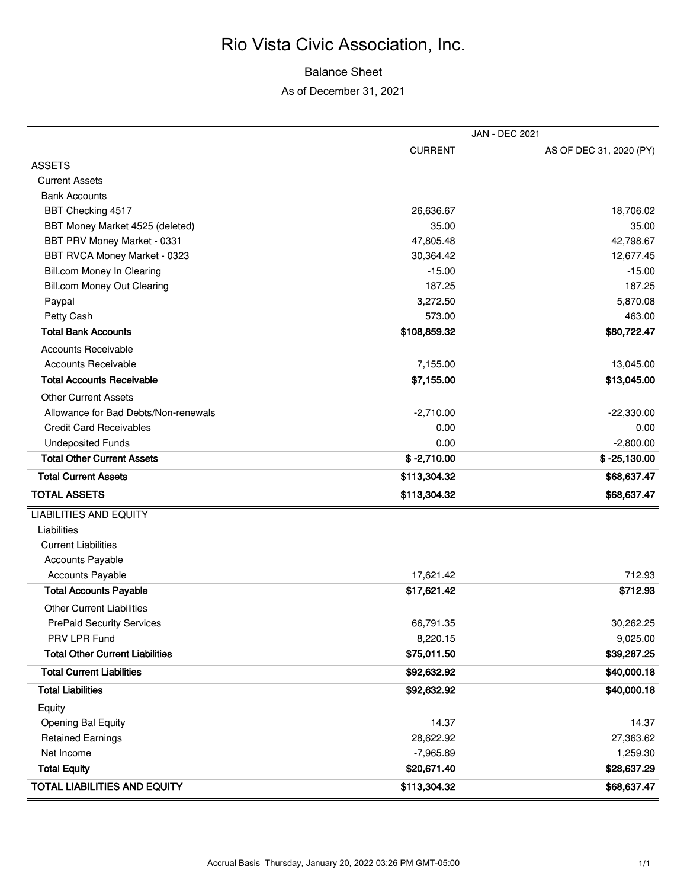# Rio Vista Civic Association, Inc.

## Balance Sheet

As of December 31, 2021

| | JAN - DEC 2021 | |
|---|---|---|
| | CURRENT | AS OF DEC 31, 2020 (PY) |
| ASSETS | | |
| Current Assets | | |
| Bank Accounts | | |
| BBT Checking 4517 | 26,636.67 | 18,706.02 |
| BBT Money Market 4525 (deleted) | 35.00 | 35.00 |
| BBT PRV Money Market - 0331 | 47,805.48 | 42,798.67 |
| BBT RVCA Money Market - 0323 | 30,364.42 | 12,677.45 |
| Bill.com Money In Clearing | -15.00 | -15.00 |
| Bill.com Money Out Clearing | 187.25 | 187.25 |
| Paypal | 3,272.50 | 5,870.08 |
| Petty Cash | 573.00 | 463.00 |
| **Total Bank Accounts** | **$108,859.32** | **$80,722.47** |
| Accounts Receivable | | |
| Accounts Receivable | 7,155.00 | 13,045.00 |
| **Total Accounts Receivable** | **$7,155.00** | **$13,045.00** |
| Other Current Assets | | |
| Allowance for Bad Debts/Non-renewals | -2,710.00 | -22,330.00 |
| Credit Card Receivables | 0.00 | 0.00 |
| Undeposited Funds | 0.00 | -2,800.00 |
| **Total Other Current Assets** | **$ -2,710.00** | **$ -25,130.00** |
| **Total Current Assets** | **$113,304.32** | **$68,637.47** |
| **TOTAL ASSETS** | **$113,304.32** | **$68,637.47** |
| LIABILITIES AND EQUITY | | |
| Liabilities | | |
| Current Liabilities | | |
| Accounts Payable | | |
| Accounts Payable | 17,621.42 | 712.93 |
| **Total Accounts Payable** | **$17,621.42** | **$712.93** |
| Other Current Liabilities | | |
| PrePaid Security Services | 66,791.35 | 30,262.25 |
| PRV LPR Fund | 8,220.15 | 9,025.00 |
| **Total Other Current Liabilities** | **$75,011.50** | **$39,287.25** |
| **Total Current Liabilities** | **$92,632.92** | **$40,000.18** |
| **Total Liabilities** | **$92,632.92** | **$40,000.18** |
| Equity | | |
| Opening Bal Equity | 14.37 | 14.37 |
| Retained Earnings | 28,622.92 | 27,363.62 |
| Net Income | -7,965.89 | 1,259.30 |
| **Total Equity** | **$20,671.40** | **$28,637.29** |
| **TOTAL LIABILITIES AND EQUITY** | **$113,304.32** | **$68,637.47** |

Accrual Basis Thursday, January 20, 2022 03:26 PM GMT-05:00